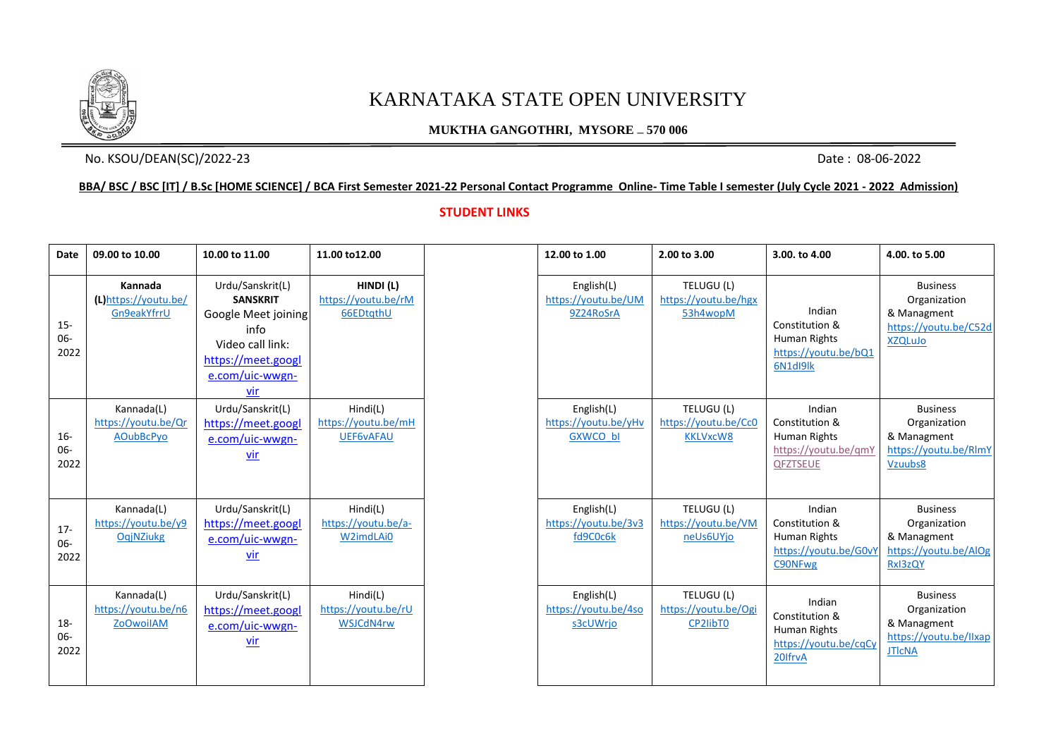# KARNATAKA STATE OPEN UNIVERSITY

**MUKTHA GANGOTHRI, MYSORE – 570 006**

No. KSOU/DEAN(SC)/2022-23

Date : 08-06-2022

**BBA/ BSC / BSC [IT] / B.Sc [HOME SCIENCE] / BCA First Semester 2021-22 Personal Contact Programme Online- Time Table I semester (July Cycle 2021 - 2022 Admission)**

**STUDENT LINKS**

| Date | 09.00 to 10.00 | 10.00 to 11.00 | 11.00 to12.00 | 12.00 to 1.00 | 2.00 to 3.00 | 3.00. to 4.00 | 4.00. to 5.00 |
|---|---|---|---|---|---|---|---|
| 15-06-2022 | **Kannada (L)**https://youtu.be/Gn9eakYfrrU | Urdu/Sanskrit(L) **SANSKRIT** Google Meet joining info Video call link: https://meet.google.com/uic-wwgn-vir | **HINDI (L)** https://youtu.be/rM66EDtqthU | English(L) https://youtu.be/UM9Z24RoSrA | TELUGU (L) https://youtu.be/hgx53h4wopM | Indian Constitution & Human Rights https://youtu.be/bQ16N1dI9lk | Business Organization & Managment https://youtu.be/C52dXZQLuJo |
| 16-06-2022 | Kannada(L) https://youtu.be/QrAOubBcPyo | Urdu/Sanskrit(L) https://meet.google.com/uic-wwgn-vir | Hindi(L) https://youtu.be/mHUEF6vAFAU | English(L) https://youtu.be/yHvGXWCO_bI | TELUGU (L) https://youtu.be/Cc0KKLVxcW8 | Indian Constitution & Human Rights https://youtu.be/qmYQFZTSEUE | Business Organization & Managment https://youtu.be/RlmYVzuubs8 |
| 17-06-2022 | Kannada(L) https://youtu.be/y9OqjNZiukg | Urdu/Sanskrit(L) https://meet.google.com/uic-wwgn-vir | Hindi(L) https://youtu.be/a-W2imdLAi0 | English(L) https://youtu.be/3v3fd9C0c6k | TELUGU (L) https://youtu.be/VMneUs6UYjo | Indian Constitution & Human Rights https://youtu.be/G0vYC90NFwg | Business Organization & Managment https://youtu.be/AlOgRxI3zQY |
| 18-06-2022 | Kannada(L) https://youtu.be/n6ZoOwoiIAM | Urdu/Sanskrit(L) https://meet.google.com/uic-wwgn-vir | Hindi(L) https://youtu.be/rUWSJCdN4rw | English(L) https://youtu.be/4sos3cUWrjo | TELUGU (L) https://youtu.be/OgiCP2libT0 | Indian Constitution & Human Rights https://youtu.be/cqCy20IfrvA | Business Organization & Managment https://youtu.be/IIxapJTlcNA |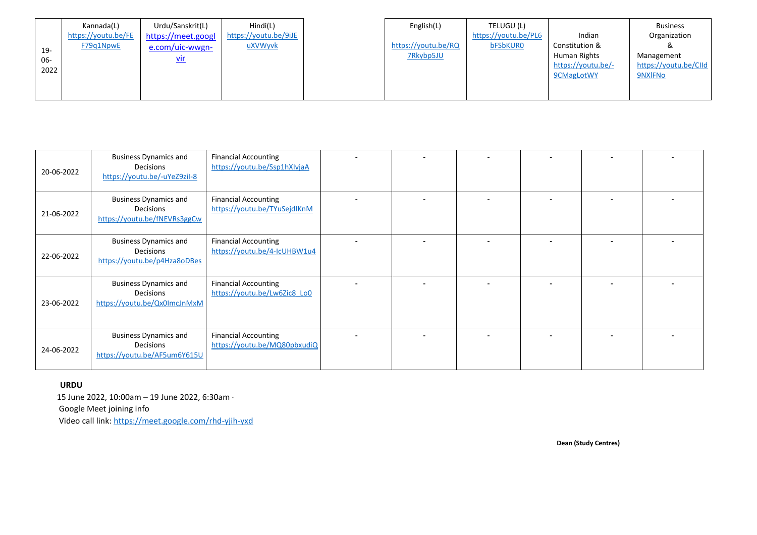| | | | | | | | | |
|---|---|---|---|---|---|---|---|---|
| 19-06-2022 | Kannada(L) https://youtu.be/FEF79q1NpwE | Urdu/Sanskrit(L) https://meet.google.com/uic-wwgn-vir | Hindi(L) https://youtu.be/9iJEuXVWyvk | | English(L) https://youtu.be/RQ7Rkybp5JU | TELUGU (L) https://youtu.be/PL6bFSbKUR0 | Indian Constitution & Human Rights https://youtu.be/-9CMagLotWY | Business Organization & Management https://youtu.be/CIld9NXlFNo |

| | | | | | | | | | |
|---|---|---|---|---|---|---|---|---|---|
| 20-06-2022 | Business Dynamics and Decisions https://youtu.be/-uYeZ9zil-8 | Financial Accounting https://youtu.be/Ssp1hXIvjaA | - | - | - | - | - | - | |
| 21-06-2022 | Business Dynamics and Decisions https://youtu.be/fNEVRs3ggCw | Financial Accounting https://youtu.be/TYuSejdIKnM | - | - | - | - | - | - | |
| 22-06-2022 | Business Dynamics and Decisions https://youtu.be/p4Hza8oDBes | Financial Accounting https://youtu.be/4-IcUHBW1u4 | - | - | - | - | - | - | |
| 23-06-2022 | Business Dynamics and Decisions https://youtu.be/Qx0ImcJnMxM | Financial Accounting https://youtu.be/Lw6Zic8_Lo0 | - | - | - | - | - | - | |
| 24-06-2022 | Business Dynamics and Decisions https://youtu.be/AF5um6Y615U | Financial Accounting https://youtu.be/MQ80pbxudiQ | - | - | - | - | - | - | |

**URDU**

15 June 2022, 10:00am – 19 June 2022, 6:30am ·

Google Meet joining info

Video call link: https://meet.google.com/rhd-yjih-yxd

**Dean (Study Centres)**